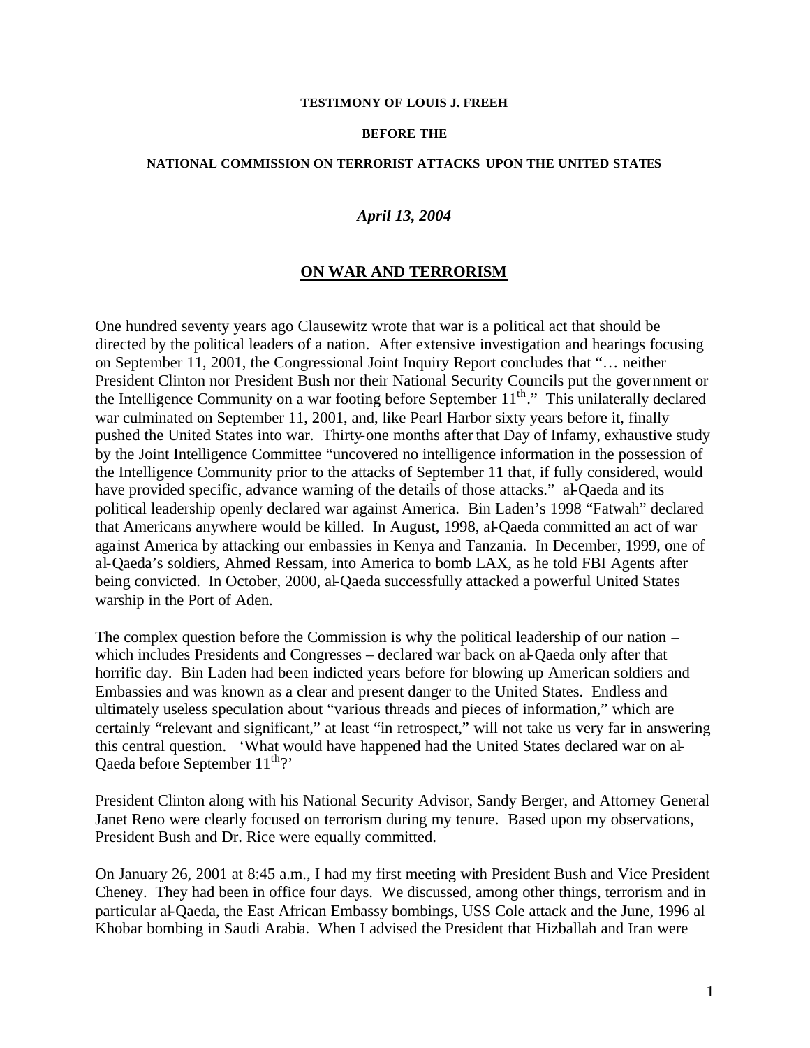**TESTIMONY OF LOUIS J. FREEH**

**BEFORE THE**

**NATIONAL COMMISSION ON TERRORIST ATTACKS UPON THE UNITED STATES**

***April 13, 2004***

## ON WAR AND TERRORISM

One hundred seventy years ago Clausewitz wrote that war is a political act that should be directed by the political leaders of a nation. After extensive investigation and hearings focusing on September 11, 2001, the Congressional Joint Inquiry Report concludes that "… neither President Clinton nor President Bush nor their National Security Councils put the government or the Intelligence Community on a war footing before September 11th." This unilaterally declared war culminated on September 11, 2001, and, like Pearl Harbor sixty years before it, finally pushed the United States into war. Thirty-one months after that Day of Infamy, exhaustive study by the Joint Intelligence Committee "uncovered no intelligence information in the possession of the Intelligence Community prior to the attacks of September 11 that, if fully considered, would have provided specific, advance warning of the details of those attacks." al-Qaeda and its political leadership openly declared war against America. Bin Laden's 1998 "Fatwah" declared that Americans anywhere would be killed. In August, 1998, al-Qaeda committed an act of war against America by attacking our embassies in Kenya and Tanzania. In December, 1999, one of al-Qaeda's soldiers, Ahmed Ressam, into America to bomb LAX, as he told FBI Agents after being convicted. In October, 2000, al-Qaeda successfully attacked a powerful United States warship in the Port of Aden.

The complex question before the Commission is why the political leadership of our nation – which includes Presidents and Congresses – declared war back on al-Qaeda only after that horrific day. Bin Laden had been indicted years before for blowing up American soldiers and Embassies and was known as a clear and present danger to the United States. Endless and ultimately useless speculation about "various threads and pieces of information," which are certainly "relevant and significant," at least "in retrospect," will not take us very far in answering this central question. 'What would have happened had the United States declared war on al-Qaeda before September 11th?'

President Clinton along with his National Security Advisor, Sandy Berger, and Attorney General Janet Reno were clearly focused on terrorism during my tenure. Based upon my observations, President Bush and Dr. Rice were equally committed.

On January 26, 2001 at 8:45 a.m., I had my first meeting with President Bush and Vice President Cheney. They had been in office four days. We discussed, among other things, terrorism and in particular al-Qaeda, the East African Embassy bombings, USS Cole attack and the June, 1996 al Khobar bombing in Saudi Arabia. When I advised the President that Hizballah and Iran were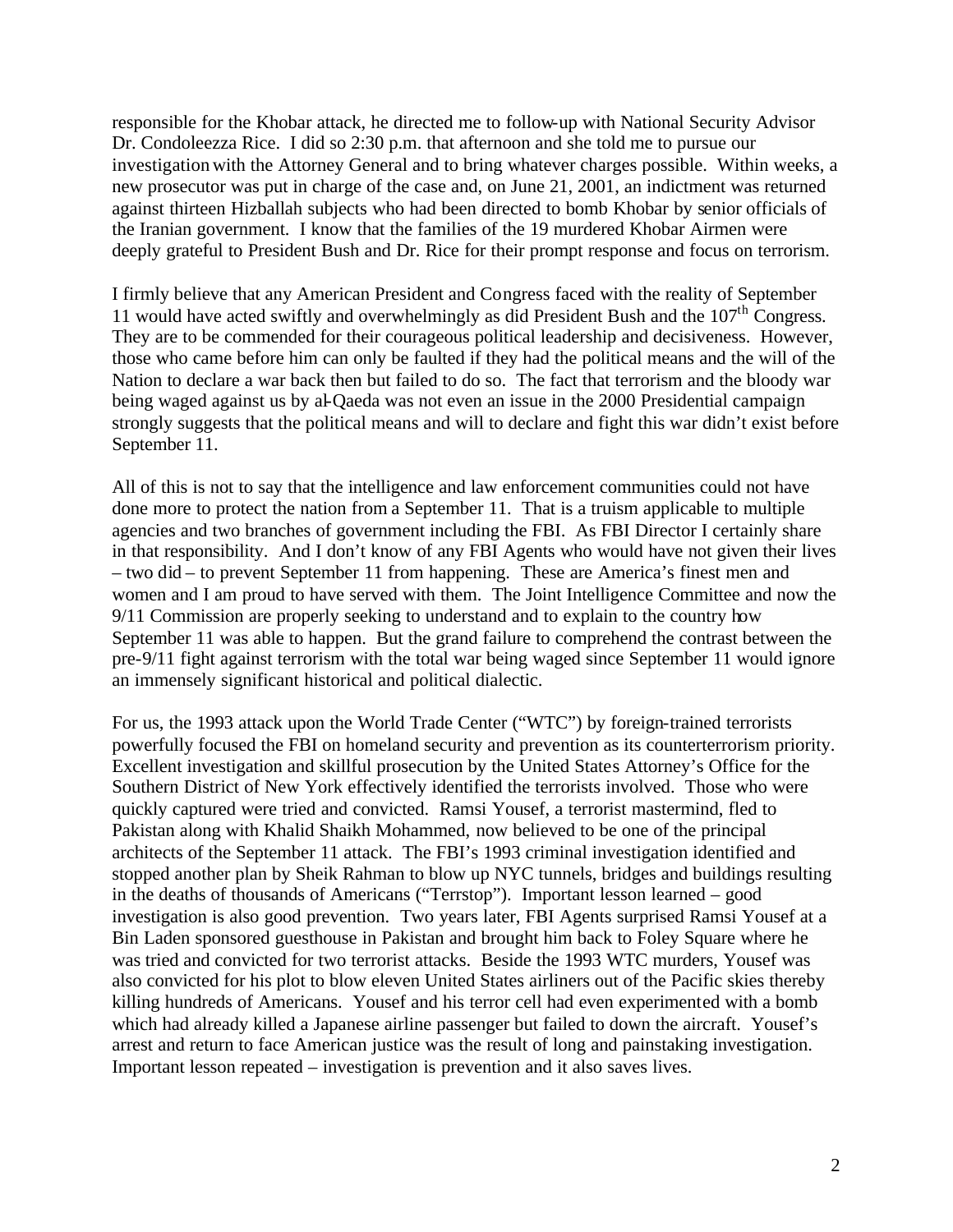responsible for the Khobar attack, he directed me to follow-up with National Security Advisor Dr. Condoleezza Rice. I did so 2:30 p.m. that afternoon and she told me to pursue our investigation with the Attorney General and to bring whatever charges possible. Within weeks, a new prosecutor was put in charge of the case and, on June 21, 2001, an indictment was returned against thirteen Hizballah subjects who had been directed to bomb Khobar by senior officials of the Iranian government. I know that the families of the 19 murdered Khobar Airmen were deeply grateful to President Bush and Dr. Rice for their prompt response and focus on terrorism.

I firmly believe that any American President and Congress faced with the reality of September 11 would have acted swiftly and overwhelmingly as did President Bush and the 107th Congress. They are to be commended for their courageous political leadership and decisiveness. However, those who came before him can only be faulted if they had the political means and the will of the Nation to declare a war back then but failed to do so. The fact that terrorism and the bloody war being waged against us by al-Qaeda was not even an issue in the 2000 Presidential campaign strongly suggests that the political means and will to declare and fight this war didn't exist before September 11.

All of this is not to say that the intelligence and law enforcement communities could not have done more to protect the nation from a September 11. That is a truism applicable to multiple agencies and two branches of government including the FBI. As FBI Director I certainly share in that responsibility. And I don't know of any FBI Agents who would have not given their lives – two did – to prevent September 11 from happening. These are America's finest men and women and I am proud to have served with them. The Joint Intelligence Committee and now the 9/11 Commission are properly seeking to understand and to explain to the country how September 11 was able to happen. But the grand failure to comprehend the contrast between the pre-9/11 fight against terrorism with the total war being waged since September 11 would ignore an immensely significant historical and political dialectic.

For us, the 1993 attack upon the World Trade Center ("WTC") by foreign-trained terrorists powerfully focused the FBI on homeland security and prevention as its counterterrorism priority. Excellent investigation and skillful prosecution by the United States Attorney's Office for the Southern District of New York effectively identified the terrorists involved. Those who were quickly captured were tried and convicted. Ramsi Yousef, a terrorist mastermind, fled to Pakistan along with Khalid Shaikh Mohammed, now believed to be one of the principal architects of the September 11 attack. The FBI's 1993 criminal investigation identified and stopped another plan by Sheik Rahman to blow up NYC tunnels, bridges and buildings resulting in the deaths of thousands of Americans ("Terrstop"). Important lesson learned – good investigation is also good prevention. Two years later, FBI Agents surprised Ramsi Yousef at a Bin Laden sponsored guesthouse in Pakistan and brought him back to Foley Square where he was tried and convicted for two terrorist attacks. Beside the 1993 WTC murders, Yousef was also convicted for his plot to blow eleven United States airliners out of the Pacific skies thereby killing hundreds of Americans. Yousef and his terror cell had even experimented with a bomb which had already killed a Japanese airline passenger but failed to down the aircraft. Yousef's arrest and return to face American justice was the result of long and painstaking investigation. Important lesson repeated – investigation is prevention and it also saves lives.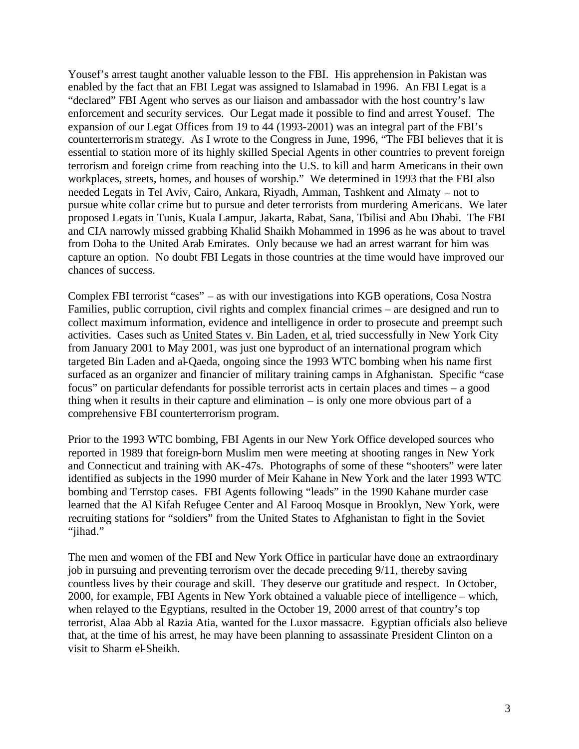Yousef's arrest taught another valuable lesson to the FBI. His apprehension in Pakistan was enabled by the fact that an FBI Legat was assigned to Islamabad in 1996. An FBI Legat is a "declared" FBI Agent who serves as our liaison and ambassador with the host country's law enforcement and security services. Our Legat made it possible to find and arrest Yousef. The expansion of our Legat Offices from 19 to 44 (1993-2001) was an integral part of the FBI's counterterrorism strategy. As I wrote to the Congress in June, 1996, "The FBI believes that it is essential to station more of its highly skilled Special Agents in other countries to prevent foreign terrorism and foreign crime from reaching into the U.S. to kill and harm Americans in their own workplaces, streets, homes, and houses of worship." We determined in 1993 that the FBI also needed Legats in Tel Aviv, Cairo, Ankara, Riyadh, Amman, Tashkent and Almaty – not to pursue white collar crime but to pursue and deter terrorists from murdering Americans. We later proposed Legats in Tunis, Kuala Lampur, Jakarta, Rabat, Sana, Tbilisi and Abu Dhabi. The FBI and CIA narrowly missed grabbing Khalid Shaikh Mohammed in 1996 as he was about to travel from Doha to the United Arab Emirates. Only because we had an arrest warrant for him was capture an option. No doubt FBI Legats in those countries at the time would have improved our chances of success.

Complex FBI terrorist "cases" – as with our investigations into KGB operations, Cosa Nostra Families, public corruption, civil rights and complex financial crimes – are designed and run to collect maximum information, evidence and intelligence in order to prosecute and preempt such activities. Cases such as United States v. Bin Laden, et al, tried successfully in New York City from January 2001 to May 2001, was just one byproduct of an international program which targeted Bin Laden and al-Qaeda, ongoing since the 1993 WTC bombing when his name first surfaced as an organizer and financier of military training camps in Afghanistan. Specific "case focus" on particular defendants for possible terrorist acts in certain places and times – a good thing when it results in their capture and elimination – is only one more obvious part of a comprehensive FBI counterterrorism program.

Prior to the 1993 WTC bombing, FBI Agents in our New York Office developed sources who reported in 1989 that foreign-born Muslim men were meeting at shooting ranges in New York and Connecticut and training with AK-47s. Photographs of some of these "shooters" were later identified as subjects in the 1990 murder of Meir Kahane in New York and the later 1993 WTC bombing and Terrstop cases. FBI Agents following "leads" in the 1990 Kahane murder case learned that the Al Kifah Refugee Center and Al Farooq Mosque in Brooklyn, New York, were recruiting stations for "soldiers" from the United States to Afghanistan to fight in the Soviet "jihad."

The men and women of the FBI and New York Office in particular have done an extraordinary job in pursuing and preventing terrorism over the decade preceding 9/11, thereby saving countless lives by their courage and skill. They deserve our gratitude and respect. In October, 2000, for example, FBI Agents in New York obtained a valuable piece of intelligence – which, when relayed to the Egyptians, resulted in the October 19, 2000 arrest of that country's top terrorist, Alaa Abb al Razia Atia, wanted for the Luxor massacre. Egyptian officials also believe that, at the time of his arrest, he may have been planning to assassinate President Clinton on a visit to Sharm el-Sheikh.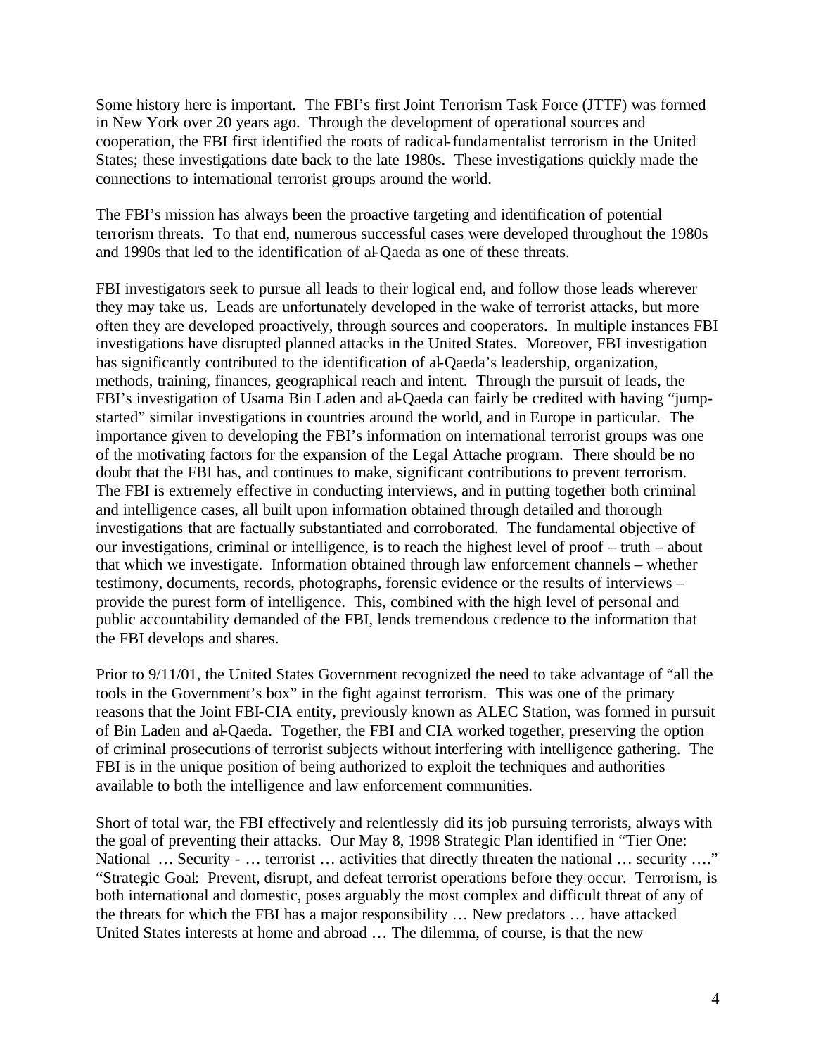Some history here is important. The FBI's first Joint Terrorism Task Force (JTTF) was formed in New York over 20 years ago. Through the development of operational sources and cooperation, the FBI first identified the roots of radical-fundamentalist terrorism in the United States; these investigations date back to the late 1980s. These investigations quickly made the connections to international terrorist groups around the world.

The FBI's mission has always been the proactive targeting and identification of potential terrorism threats. To that end, numerous successful cases were developed throughout the 1980s and 1990s that led to the identification of al-Qaeda as one of these threats.

FBI investigators seek to pursue all leads to their logical end, and follow those leads wherever they may take us. Leads are unfortunately developed in the wake of terrorist attacks, but more often they are developed proactively, through sources and cooperators. In multiple instances FBI investigations have disrupted planned attacks in the United States. Moreover, FBI investigation has significantly contributed to the identification of al-Qaeda's leadership, organization, methods, training, finances, geographical reach and intent. Through the pursuit of leads, the FBI's investigation of Usama Bin Laden and al-Qaeda can fairly be credited with having "jump-started" similar investigations in countries around the world, and in Europe in particular. The importance given to developing the FBI's information on international terrorist groups was one of the motivating factors for the expansion of the Legal Attache program. There should be no doubt that the FBI has, and continues to make, significant contributions to prevent terrorism. The FBI is extremely effective in conducting interviews, and in putting together both criminal and intelligence cases, all built upon information obtained through detailed and thorough investigations that are factually substantiated and corroborated. The fundamental objective of our investigations, criminal or intelligence, is to reach the highest level of proof – truth – about that which we investigate. Information obtained through law enforcement channels – whether testimony, documents, records, photographs, forensic evidence or the results of interviews – provide the purest form of intelligence. This, combined with the high level of personal and public accountability demanded of the FBI, lends tremendous credence to the information that the FBI develops and shares.

Prior to 9/11/01, the United States Government recognized the need to take advantage of "all the tools in the Government's box" in the fight against terrorism. This was one of the primary reasons that the Joint FBI-CIA entity, previously known as ALEC Station, was formed in pursuit of Bin Laden and al-Qaeda. Together, the FBI and CIA worked together, preserving the option of criminal prosecutions of terrorist subjects without interfering with intelligence gathering. The FBI is in the unique position of being authorized to exploit the techniques and authorities available to both the intelligence and law enforcement communities.

Short of total war, the FBI effectively and relentlessly did its job pursuing terrorists, always with the goal of preventing their attacks. Our May 8, 1998 Strategic Plan identified in "Tier One: National … Security - … terrorist … activities that directly threaten the national … security …." "Strategic Goal: Prevent, disrupt, and defeat terrorist operations before they occur. Terrorism, is both international and domestic, poses arguably the most complex and difficult threat of any of the threats for which the FBI has a major responsibility … New predators … have attacked United States interests at home and abroad … The dilemma, of course, is that the new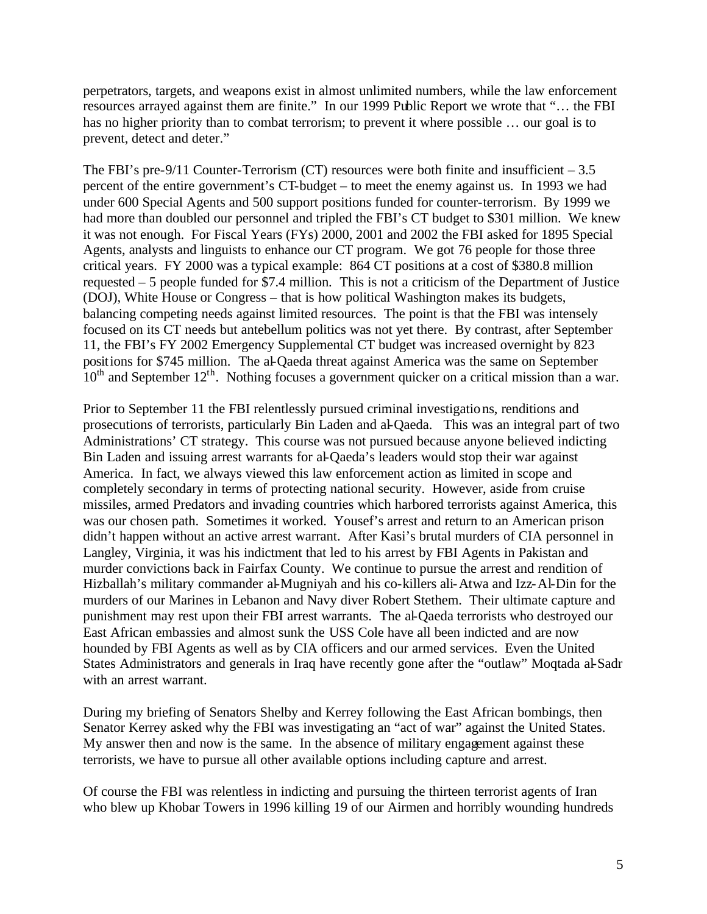perpetrators, targets, and weapons exist in almost unlimited numbers, while the law enforcement resources arrayed against them are finite." In our 1999 Public Report we wrote that "… the FBI has no higher priority than to combat terrorism; to prevent it where possible … our goal is to prevent, detect and deter."

The FBI's pre-9/11 Counter-Terrorism (CT) resources were both finite and insufficient – 3.5 percent of the entire government's CT-budget – to meet the enemy against us. In 1993 we had under 600 Special Agents and 500 support positions funded for counter-terrorism. By 1999 we had more than doubled our personnel and tripled the FBI's CT budget to $301 million. We knew it was not enough. For Fiscal Years (FYs) 2000, 2001 and 2002 the FBI asked for 1895 Special Agents, analysts and linguists to enhance our CT program. We got 76 people for those three critical years. FY 2000 was a typical example: 864 CT positions at a cost of $380.8 million requested – 5 people funded for $7.4 million. This is not a criticism of the Department of Justice (DOJ), White House or Congress – that is how political Washington makes its budgets, balancing competing needs against limited resources. The point is that the FBI was intensely focused on its CT needs but antebellum politics was not yet there. By contrast, after September 11, the FBI's FY 2002 Emergency Supplemental CT budget was increased overnight by 823 positions for $745 million. The al-Qaeda threat against America was the same on September 10th and September 12th. Nothing focuses a government quicker on a critical mission than a war.

Prior to September 11 the FBI relentlessly pursued criminal investigations, renditions and prosecutions of terrorists, particularly Bin Laden and al-Qaeda. This was an integral part of two Administrations' CT strategy. This course was not pursued because anyone believed indicting Bin Laden and issuing arrest warrants for al-Qaeda's leaders would stop their war against America. In fact, we always viewed this law enforcement action as limited in scope and completely secondary in terms of protecting national security. However, aside from cruise missiles, armed Predators and invading countries which harbored terrorists against America, this was our chosen path. Sometimes it worked. Yousef's arrest and return to an American prison didn't happen without an active arrest warrant. After Kasi's brutal murders of CIA personnel in Langley, Virginia, it was his indictment that led to his arrest by FBI Agents in Pakistan and murder convictions back in Fairfax County. We continue to pursue the arrest and rendition of Hizballah's military commander al-Mugniyah and his co-killers ali-Atwa and Izz-Al-Din for the murders of our Marines in Lebanon and Navy diver Robert Stethem. Their ultimate capture and punishment may rest upon their FBI arrest warrants. The al-Qaeda terrorists who destroyed our East African embassies and almost sunk the USS Cole have all been indicted and are now hounded by FBI Agents as well as by CIA officers and our armed services. Even the United States Administrators and generals in Iraq have recently gone after the "outlaw" Moqtada al-Sadr with an arrest warrant.

During my briefing of Senators Shelby and Kerrey following the East African bombings, then Senator Kerrey asked why the FBI was investigating an "act of war" against the United States. My answer then and now is the same. In the absence of military engagement against these terrorists, we have to pursue all other available options including capture and arrest.

Of course the FBI was relentless in indicting and pursuing the thirteen terrorist agents of Iran who blew up Khobar Towers in 1996 killing 19 of our Airmen and horribly wounding hundreds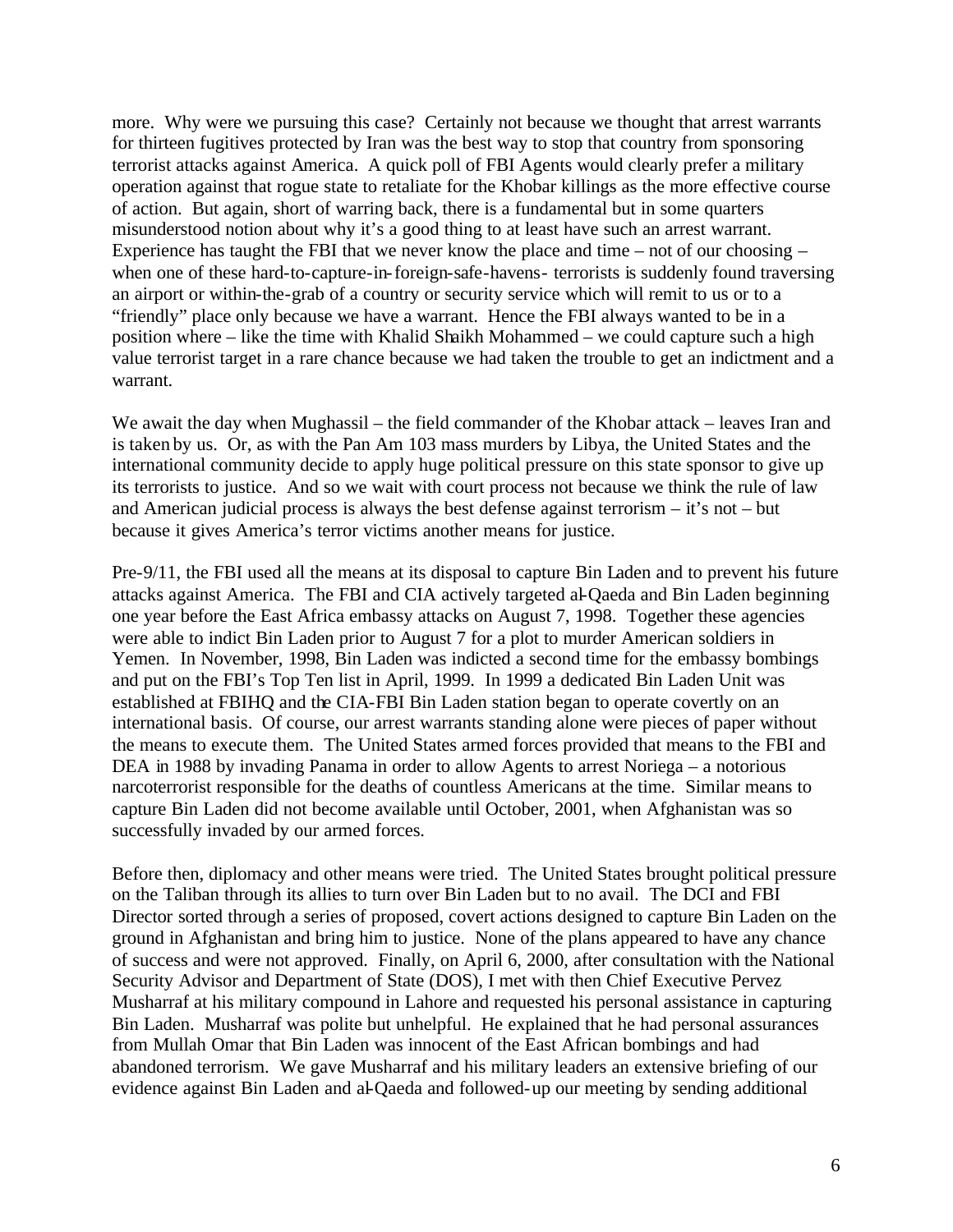more. Why were we pursuing this case? Certainly not because we thought that arrest warrants for thirteen fugitives protected by Iran was the best way to stop that country from sponsoring terrorist attacks against America. A quick poll of FBI Agents would clearly prefer a military operation against that rogue state to retaliate for the Khobar killings as the more effective course of action. But again, short of warring back, there is a fundamental but in some quarters misunderstood notion about why it's a good thing to at least have such an arrest warrant. Experience has taught the FBI that we never know the place and time – not of our choosing – when one of these hard-to-capture-in-foreign-safe-havens- terrorists is suddenly found traversing an airport or within-the-grab of a country or security service which will remit to us or to a "friendly" place only because we have a warrant. Hence the FBI always wanted to be in a position where – like the time with Khalid Shaikh Mohammed – we could capture such a high value terrorist target in a rare chance because we had taken the trouble to get an indictment and a warrant.

We await the day when Mughassil – the field commander of the Khobar attack – leaves Iran and is taken by us. Or, as with the Pan Am 103 mass murders by Libya, the United States and the international community decide to apply huge political pressure on this state sponsor to give up its terrorists to justice. And so we wait with court process not because we think the rule of law and American judicial process is always the best defense against terrorism – it's not – but because it gives America's terror victims another means for justice.

Pre-9/11, the FBI used all the means at its disposal to capture Bin Laden and to prevent his future attacks against America. The FBI and CIA actively targeted al-Qaeda and Bin Laden beginning one year before the East Africa embassy attacks on August 7, 1998. Together these agencies were able to indict Bin Laden prior to August 7 for a plot to murder American soldiers in Yemen. In November, 1998, Bin Laden was indicted a second time for the embassy bombings and put on the FBI's Top Ten list in April, 1999. In 1999 a dedicated Bin Laden Unit was established at FBIHQ and the CIA-FBI Bin Laden station began to operate covertly on an international basis. Of course, our arrest warrants standing alone were pieces of paper without the means to execute them. The United States armed forces provided that means to the FBI and DEA in 1988 by invading Panama in order to allow Agents to arrest Noriega – a notorious narcoterrorist responsible for the deaths of countless Americans at the time. Similar means to capture Bin Laden did not become available until October, 2001, when Afghanistan was so successfully invaded by our armed forces.

Before then, diplomacy and other means were tried. The United States brought political pressure on the Taliban through its allies to turn over Bin Laden but to no avail. The DCI and FBI Director sorted through a series of proposed, covert actions designed to capture Bin Laden on the ground in Afghanistan and bring him to justice. None of the plans appeared to have any chance of success and were not approved. Finally, on April 6, 2000, after consultation with the National Security Advisor and Department of State (DOS), I met with then Chief Executive Pervez Musharraf at his military compound in Lahore and requested his personal assistance in capturing Bin Laden. Musharraf was polite but unhelpful. He explained that he had personal assurances from Mullah Omar that Bin Laden was innocent of the East African bombings and had abandoned terrorism. We gave Musharraf and his military leaders an extensive briefing of our evidence against Bin Laden and al-Qaeda and followed-up our meeting by sending additional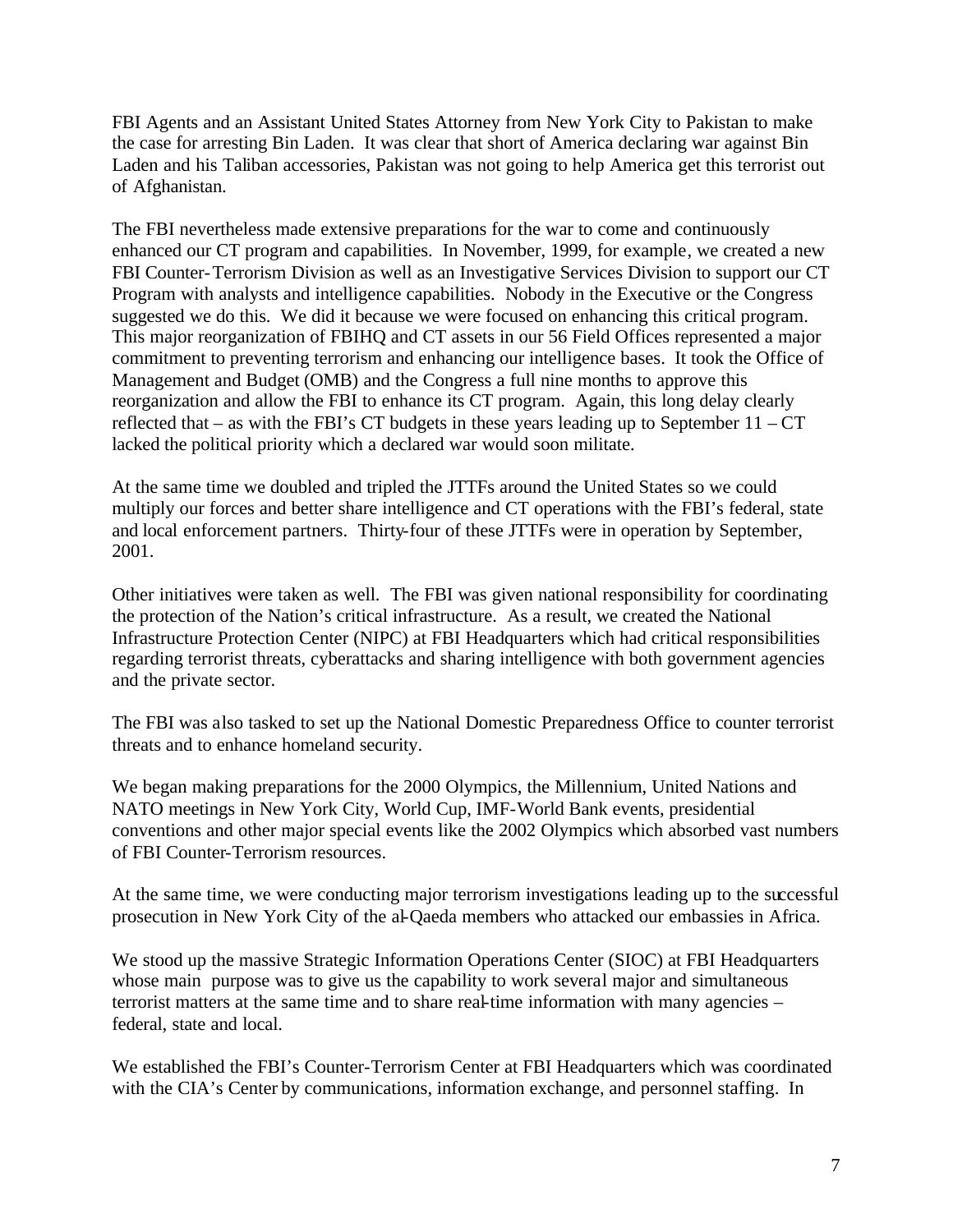FBI Agents and an Assistant United States Attorney from New York City to Pakistan to make the case for arresting Bin Laden. It was clear that short of America declaring war against Bin Laden and his Taliban accessories, Pakistan was not going to help America get this terrorist out of Afghanistan.

The FBI nevertheless made extensive preparations for the war to come and continuously enhanced our CT program and capabilities. In November, 1999, for example, we created a new FBI Counter-Terrorism Division as well as an Investigative Services Division to support our CT Program with analysts and intelligence capabilities. Nobody in the Executive or the Congress suggested we do this. We did it because we were focused on enhancing this critical program. This major reorganization of FBIHQ and CT assets in our 56 Field Offices represented a major commitment to preventing terrorism and enhancing our intelligence bases. It took the Office of Management and Budget (OMB) and the Congress a full nine months to approve this reorganization and allow the FBI to enhance its CT program. Again, this long delay clearly reflected that – as with the FBI's CT budgets in these years leading up to September 11 – CT lacked the political priority which a declared war would soon militate.

At the same time we doubled and tripled the JTTFs around the United States so we could multiply our forces and better share intelligence and CT operations with the FBI's federal, state and local enforcement partners. Thirty-four of these JTTFs were in operation by September, 2001.

Other initiatives were taken as well. The FBI was given national responsibility for coordinating the protection of the Nation's critical infrastructure. As a result, we created the National Infrastructure Protection Center (NIPC) at FBI Headquarters which had critical responsibilities regarding terrorist threats, cyberattacks and sharing intelligence with both government agencies and the private sector.

The FBI was also tasked to set up the National Domestic Preparedness Office to counter terrorist threats and to enhance homeland security.

We began making preparations for the 2000 Olympics, the Millennium, United Nations and NATO meetings in New York City, World Cup, IMF-World Bank events, presidential conventions and other major special events like the 2002 Olympics which absorbed vast numbers of FBI Counter-Terrorism resources.

At the same time, we were conducting major terrorism investigations leading up to the successful prosecution in New York City of the al-Qaeda members who attacked our embassies in Africa.

We stood up the massive Strategic Information Operations Center (SIOC) at FBI Headquarters whose main purpose was to give us the capability to work several major and simultaneous terrorist matters at the same time and to share real-time information with many agencies – federal, state and local.

We established the FBI's Counter-Terrorism Center at FBI Headquarters which was coordinated with the CIA's Center by communications, information exchange, and personnel staffing. In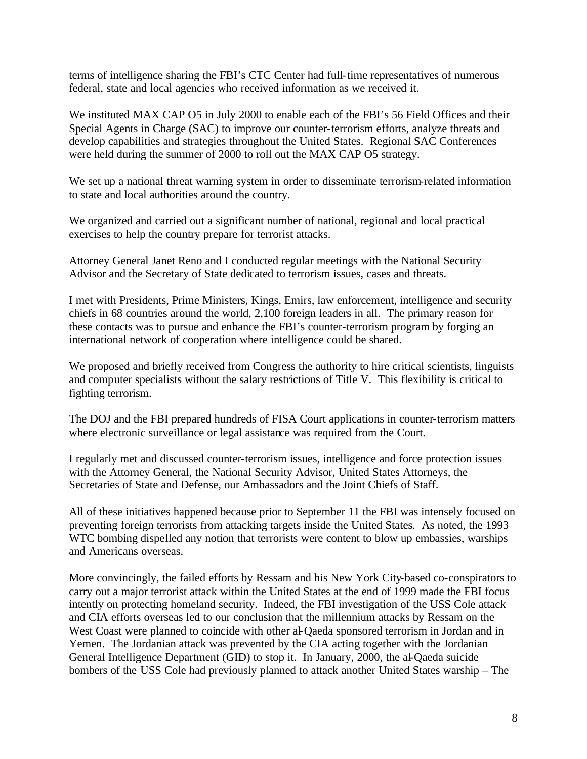terms of intelligence sharing the FBI's CTC Center had full-time representatives of numerous federal, state and local agencies who received information as we received it.

We instituted MAX CAP O5 in July 2000 to enable each of the FBI's 56 Field Offices and their Special Agents in Charge (SAC) to improve our counter-terrorism efforts, analyze threats and develop capabilities and strategies throughout the United States. Regional SAC Conferences were held during the summer of 2000 to roll out the MAX CAP O5 strategy.

We set up a national threat warning system in order to disseminate terrorism-related information to state and local authorities around the country.

We organized and carried out a significant number of national, regional and local practical exercises to help the country prepare for terrorist attacks.

Attorney General Janet Reno and I conducted regular meetings with the National Security Advisor and the Secretary of State dedicated to terrorism issues, cases and threats.

I met with Presidents, Prime Ministers, Kings, Emirs, law enforcement, intelligence and security chiefs in 68 countries around the world, 2,100 foreign leaders in all. The primary reason for these contacts was to pursue and enhance the FBI's counter-terrorism program by forging an international network of cooperation where intelligence could be shared.

We proposed and briefly received from Congress the authority to hire critical scientists, linguists and computer specialists without the salary restrictions of Title V. This flexibility is critical to fighting terrorism.

The DOJ and the FBI prepared hundreds of FISA Court applications in counter-terrorism matters where electronic surveillance or legal assistance was required from the Court.

I regularly met and discussed counter-terrorism issues, intelligence and force protection issues with the Attorney General, the National Security Advisor, United States Attorneys, the Secretaries of State and Defense, our Ambassadors and the Joint Chiefs of Staff.

All of these initiatives happened because prior to September 11 the FBI was intensely focused on preventing foreign terrorists from attacking targets inside the United States. As noted, the 1993 WTC bombing dispelled any notion that terrorists were content to blow up embassies, warships and Americans overseas.

More convincingly, the failed efforts by Ressam and his New York City-based co-conspirators to carry out a major terrorist attack within the United States at the end of 1999 made the FBI focus intently on protecting homeland security. Indeed, the FBI investigation of the USS Cole attack and CIA efforts overseas led to our conclusion that the millennium attacks by Ressam on the West Coast were planned to coincide with other al-Qaeda sponsored terrorism in Jordan and in Yemen. The Jordanian attack was prevented by the CIA acting together with the Jordanian General Intelligence Department (GID) to stop it. In January, 2000, the al-Qaeda suicide bombers of the USS Cole had previously planned to attack another United States warship – The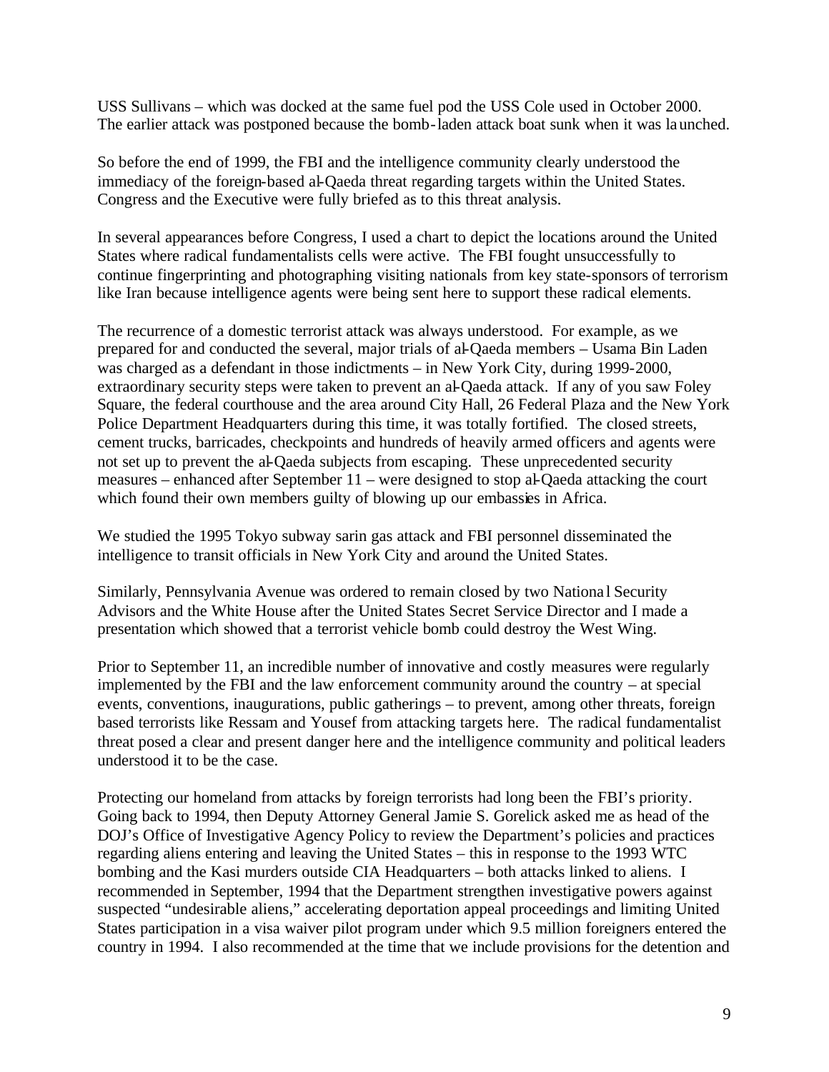USS Sullivans – which was docked at the same fuel pod the USS Cole used in October 2000. The earlier attack was postponed because the bomb-laden attack boat sunk when it was launched.

So before the end of 1999, the FBI and the intelligence community clearly understood the immediacy of the foreign-based al-Qaeda threat regarding targets within the United States. Congress and the Executive were fully briefed as to this threat analysis.

In several appearances before Congress, I used a chart to depict the locations around the United States where radical fundamentalists cells were active. The FBI fought unsuccessfully to continue fingerprinting and photographing visiting nationals from key state-sponsors of terrorism like Iran because intelligence agents were being sent here to support these radical elements.

The recurrence of a domestic terrorist attack was always understood. For example, as we prepared for and conducted the several, major trials of al-Qaeda members – Usama Bin Laden was charged as a defendant in those indictments – in New York City, during 1999-2000, extraordinary security steps were taken to prevent an al-Qaeda attack. If any of you saw Foley Square, the federal courthouse and the area around City Hall, 26 Federal Plaza and the New York Police Department Headquarters during this time, it was totally fortified. The closed streets, cement trucks, barricades, checkpoints and hundreds of heavily armed officers and agents were not set up to prevent the al-Qaeda subjects from escaping. These unprecedented security measures – enhanced after September 11 – were designed to stop al-Qaeda attacking the court which found their own members guilty of blowing up our embassies in Africa.

We studied the 1995 Tokyo subway sarin gas attack and FBI personnel disseminated the intelligence to transit officials in New York City and around the United States.

Similarly, Pennsylvania Avenue was ordered to remain closed by two National Security Advisors and the White House after the United States Secret Service Director and I made a presentation which showed that a terrorist vehicle bomb could destroy the West Wing.

Prior to September 11, an incredible number of innovative and costly measures were regularly implemented by the FBI and the law enforcement community around the country – at special events, conventions, inaugurations, public gatherings – to prevent, among other threats, foreign based terrorists like Ressam and Yousef from attacking targets here. The radical fundamentalist threat posed a clear and present danger here and the intelligence community and political leaders understood it to be the case.

Protecting our homeland from attacks by foreign terrorists had long been the FBI's priority. Going back to 1994, then Deputy Attorney General Jamie S. Gorelick asked me as head of the DOJ's Office of Investigative Agency Policy to review the Department's policies and practices regarding aliens entering and leaving the United States – this in response to the 1993 WTC bombing and the Kasi murders outside CIA Headquarters – both attacks linked to aliens. I recommended in September, 1994 that the Department strengthen investigative powers against suspected "undesirable aliens," accelerating deportation appeal proceedings and limiting United States participation in a visa waiver pilot program under which 9.5 million foreigners entered the country in 1994. I also recommended at the time that we include provisions for the detention and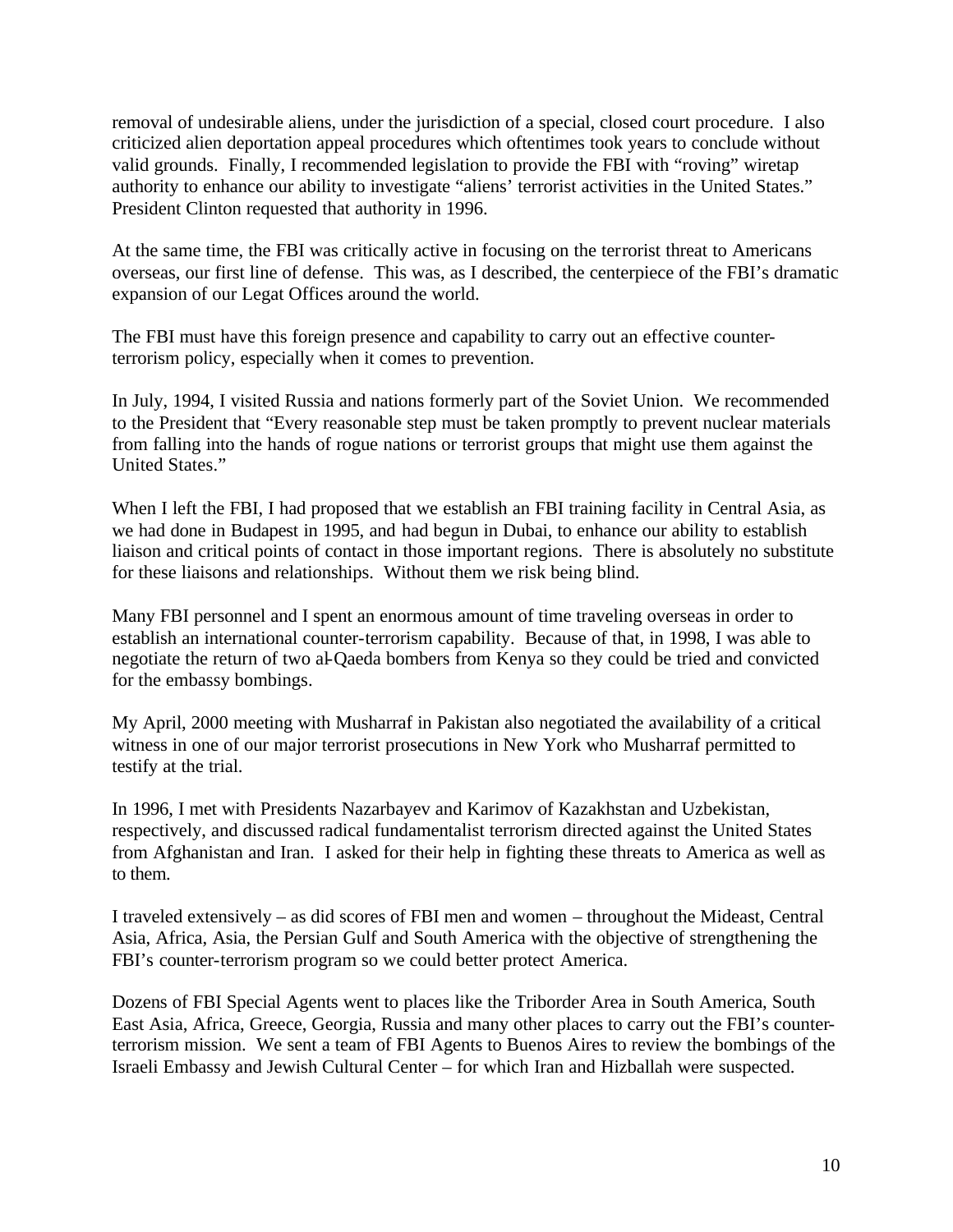removal of undesirable aliens, under the jurisdiction of a special, closed court procedure. I also criticized alien deportation appeal procedures which oftentimes took years to conclude without valid grounds. Finally, I recommended legislation to provide the FBI with "roving" wiretap authority to enhance our ability to investigate "aliens' terrorist activities in the United States." President Clinton requested that authority in 1996.

At the same time, the FBI was critically active in focusing on the terrorist threat to Americans overseas, our first line of defense. This was, as I described, the centerpiece of the FBI's dramatic expansion of our Legat Offices around the world.

The FBI must have this foreign presence and capability to carry out an effective counter-terrorism policy, especially when it comes to prevention.

In July, 1994, I visited Russia and nations formerly part of the Soviet Union. We recommended to the President that "Every reasonable step must be taken promptly to prevent nuclear materials from falling into the hands of rogue nations or terrorist groups that might use them against the United States."

When I left the FBI, I had proposed that we establish an FBI training facility in Central Asia, as we had done in Budapest in 1995, and had begun in Dubai, to enhance our ability to establish liaison and critical points of contact in those important regions. There is absolutely no substitute for these liaisons and relationships. Without them we risk being blind.

Many FBI personnel and I spent an enormous amount of time traveling overseas in order to establish an international counter-terrorism capability. Because of that, in 1998, I was able to negotiate the return of two al-Qaeda bombers from Kenya so they could be tried and convicted for the embassy bombings.

My April, 2000 meeting with Musharraf in Pakistan also negotiated the availability of a critical witness in one of our major terrorist prosecutions in New York who Musharraf permitted to testify at the trial.

In 1996, I met with Presidents Nazarbayev and Karimov of Kazakhstan and Uzbekistan, respectively, and discussed radical fundamentalist terrorism directed against the United States from Afghanistan and Iran. I asked for their help in fighting these threats to America as well as to them.

I traveled extensively – as did scores of FBI men and women – throughout the Mideast, Central Asia, Africa, Asia, the Persian Gulf and South America with the objective of strengthening the FBI's counter-terrorism program so we could better protect America.

Dozens of FBI Special Agents went to places like the Triborder Area in South America, South East Asia, Africa, Greece, Georgia, Russia and many other places to carry out the FBI's counter-terrorism mission. We sent a team of FBI Agents to Buenos Aires to review the bombings of the Israeli Embassy and Jewish Cultural Center – for which Iran and Hizballah were suspected.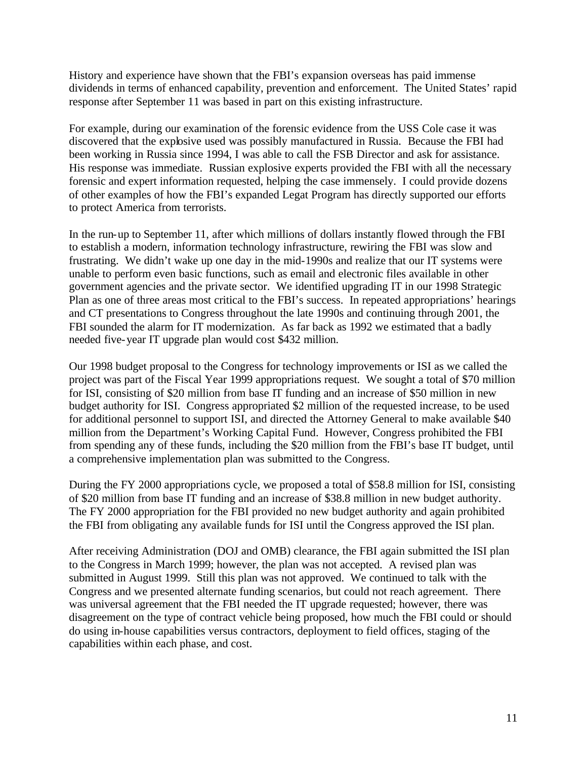History and experience have shown that the FBI's expansion overseas has paid immense dividends in terms of enhanced capability, prevention and enforcement. The United States' rapid response after September 11 was based in part on this existing infrastructure.

For example, during our examination of the forensic evidence from the USS Cole case it was discovered that the explosive used was possibly manufactured in Russia. Because the FBI had been working in Russia since 1994, I was able to call the FSB Director and ask for assistance. His response was immediate. Russian explosive experts provided the FBI with all the necessary forensic and expert information requested, helping the case immensely. I could provide dozens of other examples of how the FBI's expanded Legat Program has directly supported our efforts to protect America from terrorists.

In the run-up to September 11, after which millions of dollars instantly flowed through the FBI to establish a modern, information technology infrastructure, rewiring the FBI was slow and frustrating. We didn't wake up one day in the mid-1990s and realize that our IT systems were unable to perform even basic functions, such as email and electronic files available in other government agencies and the private sector. We identified upgrading IT in our 1998 Strategic Plan as one of three areas most critical to the FBI's success. In repeated appropriations' hearings and CT presentations to Congress throughout the late 1990s and continuing through 2001, the FBI sounded the alarm for IT modernization. As far back as 1992 we estimated that a badly needed five-year IT upgrade plan would cost $432 million.

Our 1998 budget proposal to the Congress for technology improvements or ISI as we called the project was part of the Fiscal Year 1999 appropriations request. We sought a total of $70 million for ISI, consisting of $20 million from base IT funding and an increase of $50 million in new budget authority for ISI. Congress appropriated $2 million of the requested increase, to be used for additional personnel to support ISI, and directed the Attorney General to make available $40 million from the Department's Working Capital Fund. However, Congress prohibited the FBI from spending any of these funds, including the $20 million from the FBI's base IT budget, until a comprehensive implementation plan was submitted to the Congress.

During the FY 2000 appropriations cycle, we proposed a total of $58.8 million for ISI, consisting of $20 million from base IT funding and an increase of $38.8 million in new budget authority. The FY 2000 appropriation for the FBI provided no new budget authority and again prohibited the FBI from obligating any available funds for ISI until the Congress approved the ISI plan.

After receiving Administration (DOJ and OMB) clearance, the FBI again submitted the ISI plan to the Congress in March 1999; however, the plan was not accepted. A revised plan was submitted in August 1999. Still this plan was not approved. We continued to talk with the Congress and we presented alternate funding scenarios, but could not reach agreement. There was universal agreement that the FBI needed the IT upgrade requested; however, there was disagreement on the type of contract vehicle being proposed, how much the FBI could or should do using in-house capabilities versus contractors, deployment to field offices, staging of the capabilities within each phase, and cost.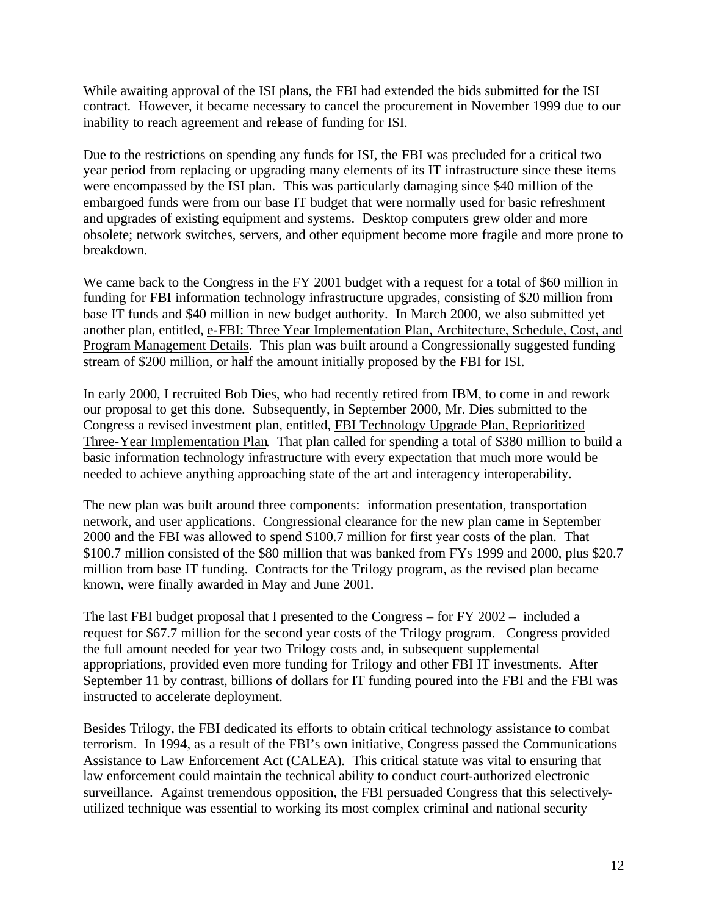While awaiting approval of the ISI plans, the FBI had extended the bids submitted for the ISI contract. However, it became necessary to cancel the procurement in November 1999 due to our inability to reach agreement and release of funding for ISI.

Due to the restrictions on spending any funds for ISI, the FBI was precluded for a critical two year period from replacing or upgrading many elements of its IT infrastructure since these items were encompassed by the ISI plan. This was particularly damaging since $40 million of the embargoed funds were from our base IT budget that were normally used for basic refreshment and upgrades of existing equipment and systems. Desktop computers grew older and more obsolete; network switches, servers, and other equipment become more fragile and more prone to breakdown.

We came back to the Congress in the FY 2001 budget with a request for a total of $60 million in funding for FBI information technology infrastructure upgrades, consisting of $20 million from base IT funds and $40 million in new budget authority. In March 2000, we also submitted yet another plan, entitled, <u>e-FBI: Three Year Implementation Plan, Architecture, Schedule, Cost, and Program Management Details</u>. This plan was built around a Congressionally suggested funding stream of $200 million, or half the amount initially proposed by the FBI for ISI.

In early 2000, I recruited Bob Dies, who had recently retired from IBM, to come in and rework our proposal to get this done. Subsequently, in September 2000, Mr. Dies submitted to the Congress a revised investment plan, entitled, <u>FBI Technology Upgrade Plan, Reprioritized Three-Year Implementation Plan</u>. That plan called for spending a total of $380 million to build a basic information technology infrastructure with every expectation that much more would be needed to achieve anything approaching state of the art and interagency interoperability.

The new plan was built around three components: information presentation, transportation network, and user applications. Congressional clearance for the new plan came in September 2000 and the FBI was allowed to spend $100.7 million for first year costs of the plan. That $100.7 million consisted of the $80 million that was banked from FYs 1999 and 2000, plus $20.7 million from base IT funding. Contracts for the Trilogy program, as the revised plan became known, were finally awarded in May and June 2001.

The last FBI budget proposal that I presented to the Congress – for FY 2002 – included a request for $67.7 million for the second year costs of the Trilogy program. Congress provided the full amount needed for year two Trilogy costs and, in subsequent supplemental appropriations, provided even more funding for Trilogy and other FBI IT investments. After September 11 by contrast, billions of dollars for IT funding poured into the FBI and the FBI was instructed to accelerate deployment.

Besides Trilogy, the FBI dedicated its efforts to obtain critical technology assistance to combat terrorism. In 1994, as a result of the FBI's own initiative, Congress passed the Communications Assistance to Law Enforcement Act (CALEA). This critical statute was vital to ensuring that law enforcement could maintain the technical ability to conduct court-authorized electronic surveillance. Against tremendous opposition, the FBI persuaded Congress that this selectively-utilized technique was essential to working its most complex criminal and national security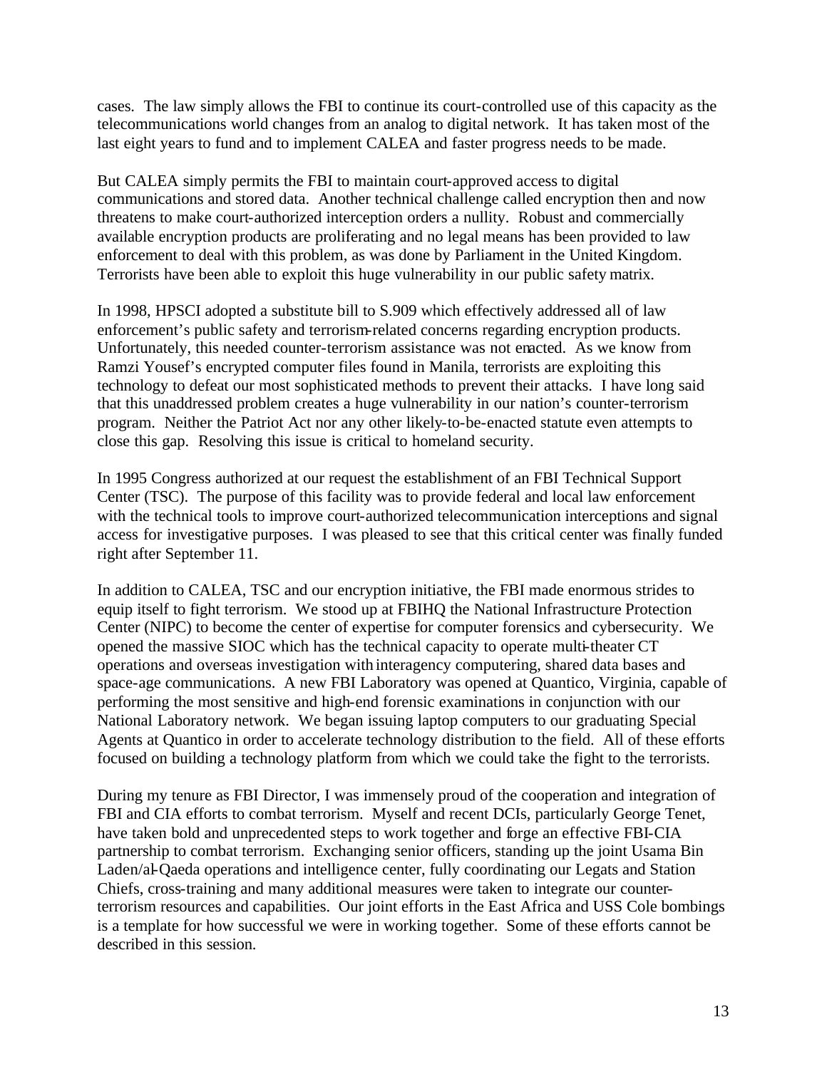cases. The law simply allows the FBI to continue its court-controlled use of this capacity as the telecommunications world changes from an analog to digital network. It has taken most of the last eight years to fund and to implement CALEA and faster progress needs to be made.

But CALEA simply permits the FBI to maintain court-approved access to digital communications and stored data. Another technical challenge called encryption then and now threatens to make court-authorized interception orders a nullity. Robust and commercially available encryption products are proliferating and no legal means has been provided to law enforcement to deal with this problem, as was done by Parliament in the United Kingdom. Terrorists have been able to exploit this huge vulnerability in our public safety matrix.

In 1998, HPSCI adopted a substitute bill to S.909 which effectively addressed all of law enforcement's public safety and terrorism-related concerns regarding encryption products. Unfortunately, this needed counter-terrorism assistance was not enacted. As we know from Ramzi Yousef's encrypted computer files found in Manila, terrorists are exploiting this technology to defeat our most sophisticated methods to prevent their attacks. I have long said that this unaddressed problem creates a huge vulnerability in our nation's counter-terrorism program. Neither the Patriot Act nor any other likely-to-be-enacted statute even attempts to close this gap. Resolving this issue is critical to homeland security.

In 1995 Congress authorized at our request the establishment of an FBI Technical Support Center (TSC). The purpose of this facility was to provide federal and local law enforcement with the technical tools to improve court-authorized telecommunication interceptions and signal access for investigative purposes. I was pleased to see that this critical center was finally funded right after September 11.

In addition to CALEA, TSC and our encryption initiative, the FBI made enormous strides to equip itself to fight terrorism. We stood up at FBIHQ the National Infrastructure Protection Center (NIPC) to become the center of expertise for computer forensics and cybersecurity. We opened the massive SIOC which has the technical capacity to operate multi-theater CT operations and overseas investigation with interagency computering, shared data bases and space-age communications. A new FBI Laboratory was opened at Quantico, Virginia, capable of performing the most sensitive and high-end forensic examinations in conjunction with our National Laboratory network. We began issuing laptop computers to our graduating Special Agents at Quantico in order to accelerate technology distribution to the field. All of these efforts focused on building a technology platform from which we could take the fight to the terrorists.

During my tenure as FBI Director, I was immensely proud of the cooperation and integration of FBI and CIA efforts to combat terrorism. Myself and recent DCIs, particularly George Tenet, have taken bold and unprecedented steps to work together and forge an effective FBI-CIA partnership to combat terrorism. Exchanging senior officers, standing up the joint Usama Bin Laden/al-Qaeda operations and intelligence center, fully coordinating our Legats and Station Chiefs, cross-training and many additional measures were taken to integrate our counter-terrorism resources and capabilities. Our joint efforts in the East Africa and USS Cole bombings is a template for how successful we were in working together. Some of these efforts cannot be described in this session.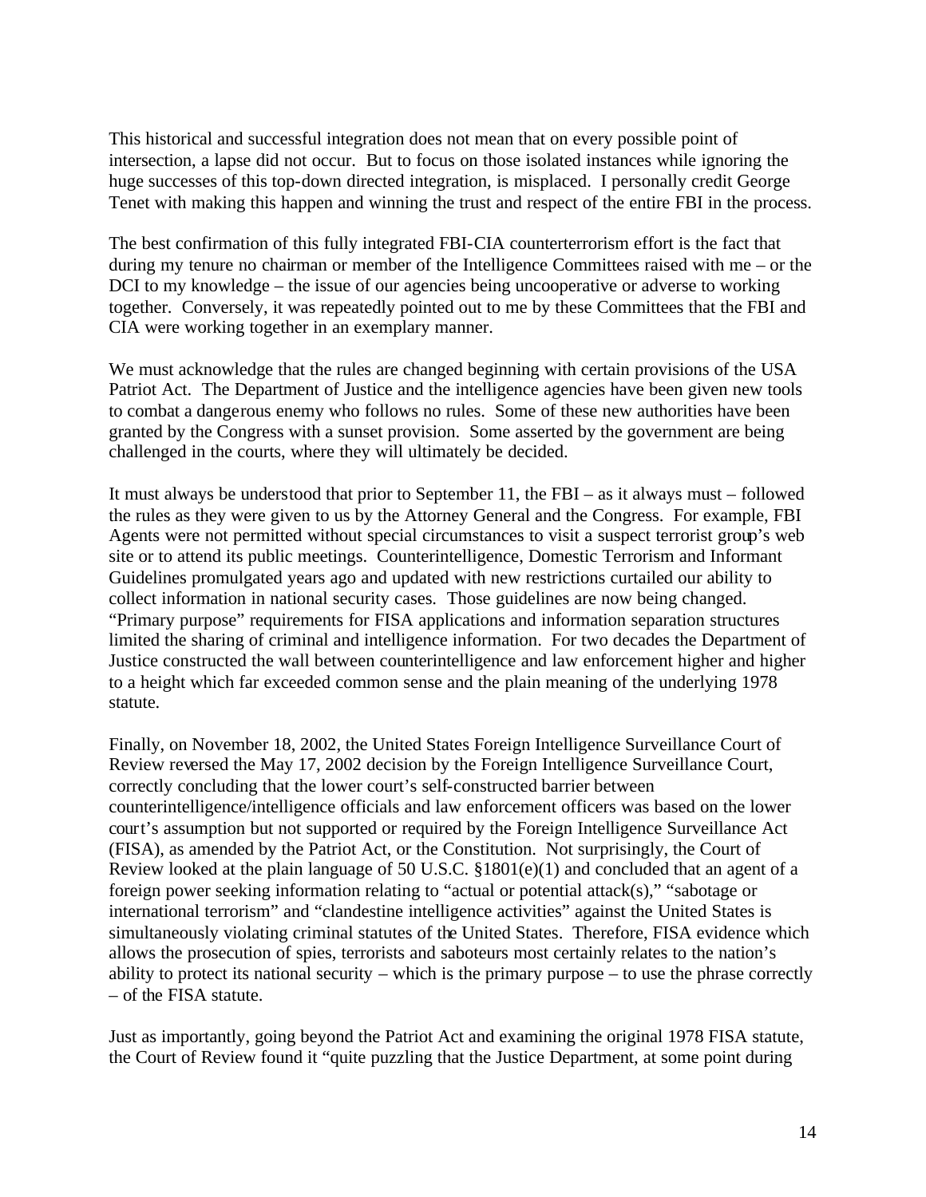This historical and successful integration does not mean that on every possible point of intersection, a lapse did not occur. But to focus on those isolated instances while ignoring the huge successes of this top-down directed integration, is misplaced. I personally credit George Tenet with making this happen and winning the trust and respect of the entire FBI in the process.

The best confirmation of this fully integrated FBI-CIA counterterrorism effort is the fact that during my tenure no chairman or member of the Intelligence Committees raised with me – or the DCI to my knowledge – the issue of our agencies being uncooperative or adverse to working together. Conversely, it was repeatedly pointed out to me by these Committees that the FBI and CIA were working together in an exemplary manner.

We must acknowledge that the rules are changed beginning with certain provisions of the USA Patriot Act. The Department of Justice and the intelligence agencies have been given new tools to combat a dangerous enemy who follows no rules. Some of these new authorities have been granted by the Congress with a sunset provision. Some asserted by the government are being challenged in the courts, where they will ultimately be decided.

It must always be understood that prior to September 11, the FBI – as it always must – followed the rules as they were given to us by the Attorney General and the Congress. For example, FBI Agents were not permitted without special circumstances to visit a suspect terrorist group's web site or to attend its public meetings. Counterintelligence, Domestic Terrorism and Informant Guidelines promulgated years ago and updated with new restrictions curtailed our ability to collect information in national security cases. Those guidelines are now being changed. "Primary purpose" requirements for FISA applications and information separation structures limited the sharing of criminal and intelligence information. For two decades the Department of Justice constructed the wall between counterintelligence and law enforcement higher and higher to a height which far exceeded common sense and the plain meaning of the underlying 1978 statute.

Finally, on November 18, 2002, the United States Foreign Intelligence Surveillance Court of Review reversed the May 17, 2002 decision by the Foreign Intelligence Surveillance Court, correctly concluding that the lower court's self-constructed barrier between counterintelligence/intelligence officials and law enforcement officers was based on the lower court's assumption but not supported or required by the Foreign Intelligence Surveillance Act (FISA), as amended by the Patriot Act, or the Constitution. Not surprisingly, the Court of Review looked at the plain language of 50 U.S.C. §1801(e)(1) and concluded that an agent of a foreign power seeking information relating to "actual or potential attack(s)," "sabotage or international terrorism" and "clandestine intelligence activities" against the United States is simultaneously violating criminal statutes of the United States. Therefore, FISA evidence which allows the prosecution of spies, terrorists and saboteurs most certainly relates to the nation's ability to protect its national security – which is the primary purpose – to use the phrase correctly – of the FISA statute.

Just as importantly, going beyond the Patriot Act and examining the original 1978 FISA statute, the Court of Review found it "quite puzzling that the Justice Department, at some point during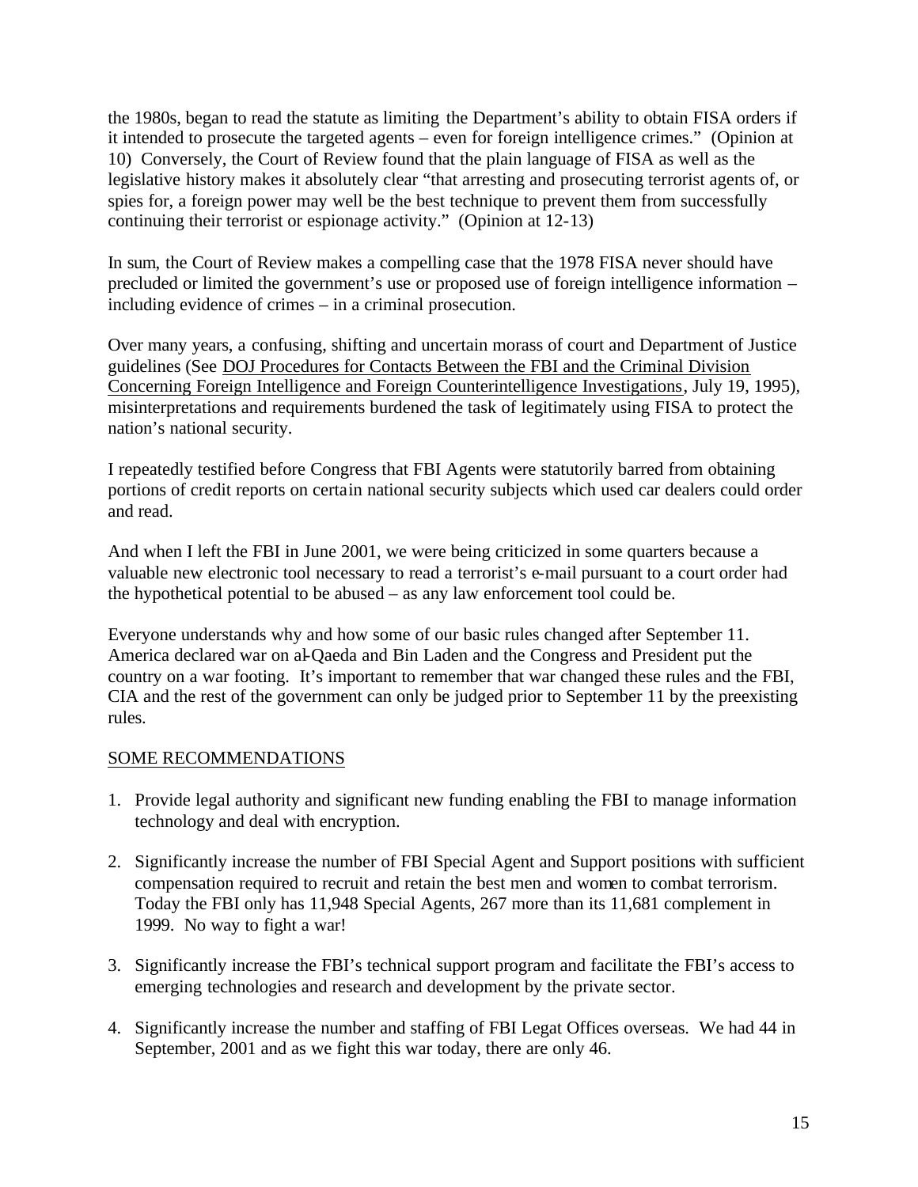the 1980s, began to read the statute as limiting the Department's ability to obtain FISA orders if it intended to prosecute the targeted agents – even for foreign intelligence crimes." (Opinion at 10) Conversely, the Court of Review found that the plain language of FISA as well as the legislative history makes it absolutely clear "that arresting and prosecuting terrorist agents of, or spies for, a foreign power may well be the best technique to prevent them from successfully continuing their terrorist or espionage activity." (Opinion at 12-13)

In sum, the Court of Review makes a compelling case that the 1978 FISA never should have precluded or limited the government's use or proposed use of foreign intelligence information – including evidence of crimes – in a criminal prosecution.

Over many years, a confusing, shifting and uncertain morass of court and Department of Justice guidelines (See <u>DOJ Procedures for Contacts Between the FBI and the Criminal Division Concerning Foreign Intelligence and Foreign Counterintelligence Investigations</u>, July 19, 1995), misinterpretations and requirements burdened the task of legitimately using FISA to protect the nation's national security.

I repeatedly testified before Congress that FBI Agents were statutorily barred from obtaining portions of credit reports on certain national security subjects which used car dealers could order and read.

And when I left the FBI in June 2001, we were being criticized in some quarters because a valuable new electronic tool necessary to read a terrorist's e-mail pursuant to a court order had the hypothetical potential to be abused – as any law enforcement tool could be.

Everyone understands why and how some of our basic rules changed after September 11. America declared war on al-Qaeda and Bin Laden and the Congress and President put the country on a war footing. It's important to remember that war changed these rules and the FBI, CIA and the rest of the government can only be judged prior to September 11 by the preexisting rules.

## <u>SOME RECOMMENDATIONS</u>

1. Provide legal authority and significant new funding enabling the FBI to manage information technology and deal with encryption.
2. Significantly increase the number of FBI Special Agent and Support positions with sufficient compensation required to recruit and retain the best men and women to combat terrorism. Today the FBI only has 11,948 Special Agents, 267 more than its 11,681 complement in 1999. No way to fight a war!
3. Significantly increase the FBI's technical support program and facilitate the FBI's access to emerging technologies and research and development by the private sector.
4. Significantly increase the number and staffing of FBI Legat Offices overseas. We had 44 in September, 2001 and as we fight this war today, there are only 46.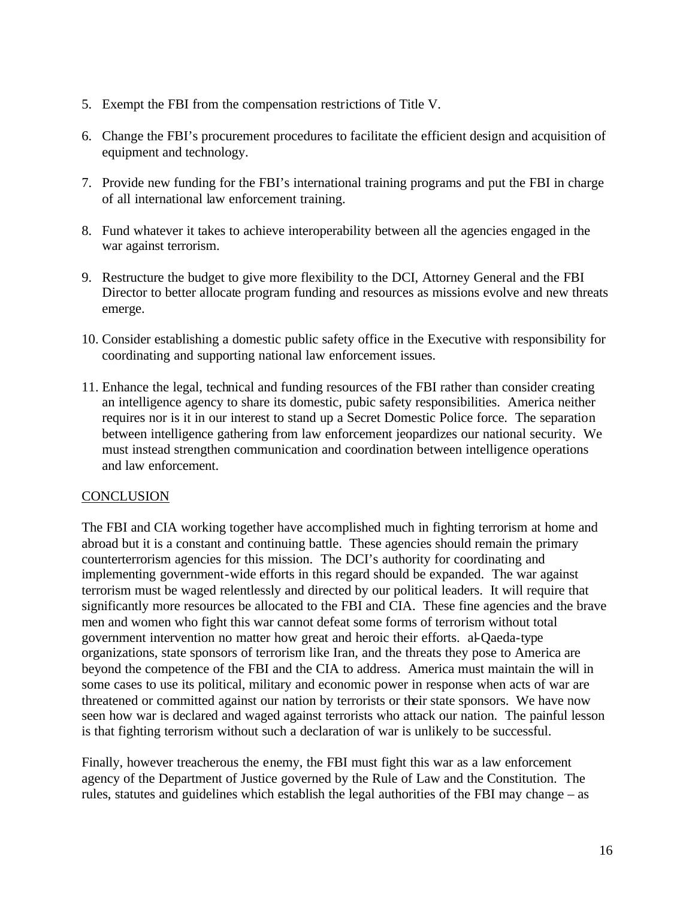5. Exempt the FBI from the compensation restrictions of Title V.

6. Change the FBI's procurement procedures to facilitate the efficient design and acquisition of equipment and technology.

7. Provide new funding for the FBI's international training programs and put the FBI in charge of all international law enforcement training.

8. Fund whatever it takes to achieve interoperability between all the agencies engaged in the war against terrorism.

9. Restructure the budget to give more flexibility to the DCI, Attorney General and the FBI Director to better allocate program funding and resources as missions evolve and new threats emerge.

10. Consider establishing a domestic public safety office in the Executive with responsibility for coordinating and supporting national law enforcement issues.

11. Enhance the legal, technical and funding resources of the FBI rather than consider creating an intelligence agency to share its domestic, pubic safety responsibilities. America neither requires nor is it in our interest to stand up a Secret Domestic Police force. The separation between intelligence gathering from law enforcement jeopardizes our national security. We must instead strengthen communication and coordination between intelligence operations and law enforcement.

## CONCLUSION

The FBI and CIA working together have accomplished much in fighting terrorism at home and abroad but it is a constant and continuing battle. These agencies should remain the primary counterterrorism agencies for this mission. The DCI's authority for coordinating and implementing government-wide efforts in this regard should be expanded. The war against terrorism must be waged relentlessly and directed by our political leaders. It will require that significantly more resources be allocated to the FBI and CIA. These fine agencies and the brave men and women who fight this war cannot defeat some forms of terrorism without total government intervention no matter how great and heroic their efforts. al-Qaeda-type organizations, state sponsors of terrorism like Iran, and the threats they pose to America are beyond the competence of the FBI and the CIA to address. America must maintain the will in some cases to use its political, military and economic power in response when acts of war are threatened or committed against our nation by terrorists or their state sponsors. We have now seen how war is declared and waged against terrorists who attack our nation. The painful lesson is that fighting terrorism without such a declaration of war is unlikely to be successful.

Finally, however treacherous the enemy, the FBI must fight this war as a law enforcement agency of the Department of Justice governed by the Rule of Law and the Constitution. The rules, statutes and guidelines which establish the legal authorities of the FBI may change – as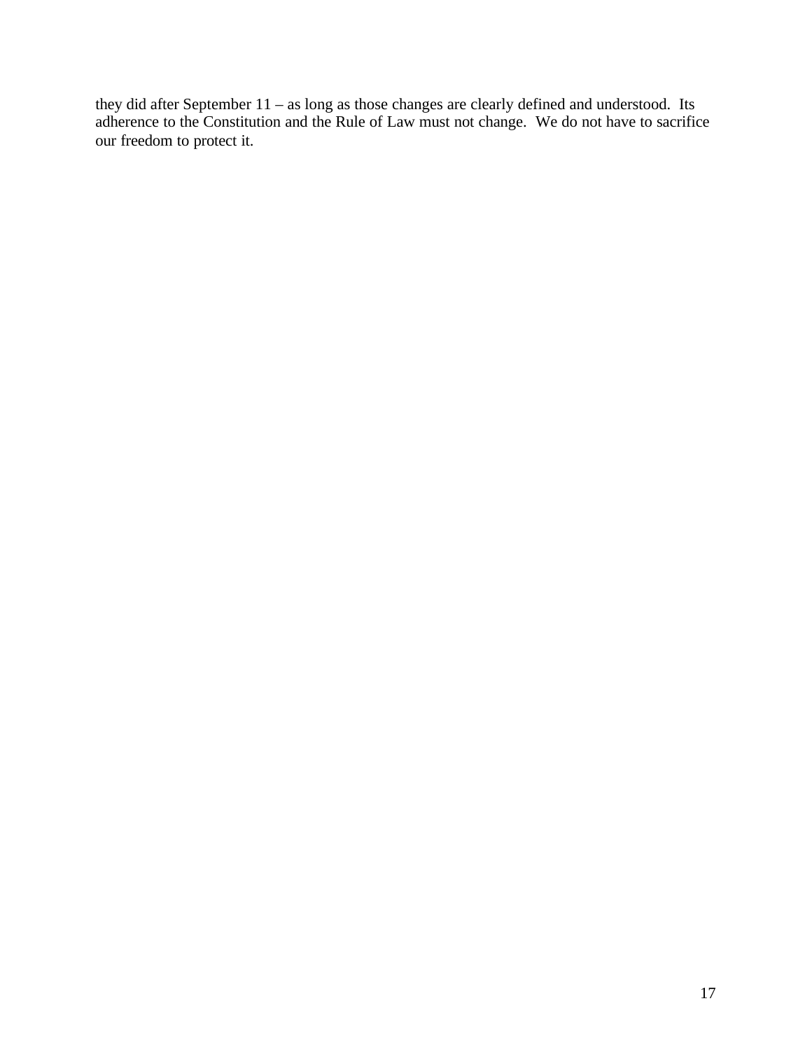they did after September 11 – as long as those changes are clearly defined and understood. Its adherence to the Constitution and the Rule of Law must not change. We do not have to sacrifice our freedom to protect it.